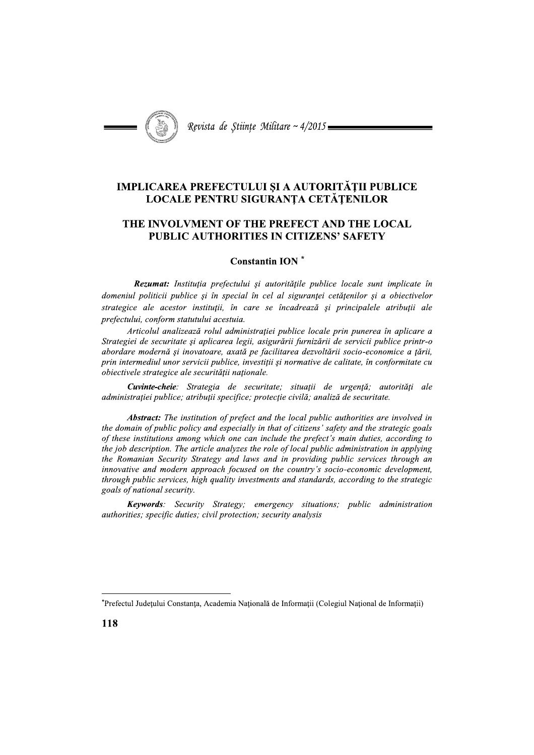# IMPLICAREA PREFECTULUI ȘI A AUTORITĂȚII PUBLICE LOCALE PENTRU SIGURANȚA CETĂȚENILOR

# THE INVOLVMENT OF THE PREFECT AND THE LOCAL PUBLIC AUTHORITIES IN CITIZENS' SAFETY

**Constantin ION** [*]

***Rezumat:*** *Instituția prefectului și autoritățile publice locale sunt implicate în domeniul politicii publice și în special în cel al siguranței cetățenilor și a obiectivelor strategice ale acestor instituții, în care se încadrează și principalele atribuții ale prefectului, conform statutului acestuia.*

*Articolul analizează rolul administrației publice locale prin punerea în aplicare a Strategiei de securitate și aplicarea legii, asigurării furnizării de servicii publice printr-o abordare modernă și inovatoare, axată pe facilitarea dezvoltării socio-economice a țării, prin intermediul unor servicii publice, investiții și normative de calitate, în conformitate cu obiectivele strategice ale securității naționale.*

***Cuvinte-cheie****: Strategia de securitate; situații de urgență; autorități ale administrației publice; atribuții specifice; protecție civilă; analiză de securitate.*

***Abstract:*** *The institution of prefect and the local public authorities are involved in the domain of public policy and especially in that of citizens' safety and the strategic goals of these institutions among which one can include the prefect's main duties, according to the job description. The article analyzes the role of local public administration in applying the Romanian Security Strategy and laws and in providing public services through an innovative and modern approach focused on the country's socio-economic development, through public services, high quality investments and standards, according to the strategic goals of national security.*

***Keywords****: Security Strategy; emergency situations; public administration authorities; specific duties; civil protection; security analysis*

---

[*] Prefectul Județului Constanța, Academia Națională de Informații (Colegiul Național de Informații)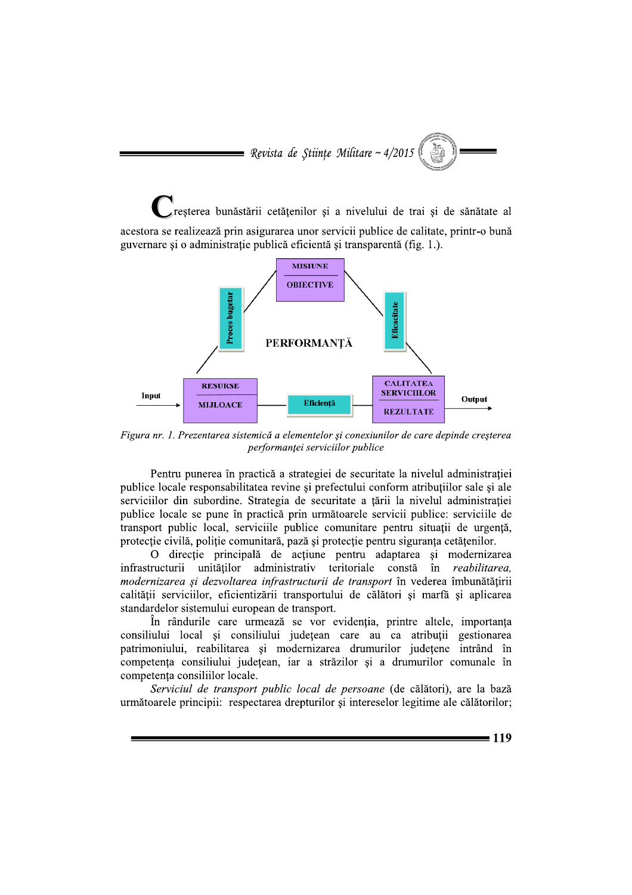Creşterea bunăstării cetăţenilor şi a nivelului de trai şi de sănătate al acestora se realizează prin asigurarea unor servicii publice de calitate, printr-o bună guvernare şi o administraţie publică eficientă şi transparentă (fig. 1.).

*Figura nr. 1. Prezentarea sistemică a elementelor şi conexiunilor de care depinde creşterea performanţei serviciilor publice*

Pentru punerea în practică a strategiei de securitate la nivelul administraţiei publice locale responsabilitatea revine şi prefectului conform atribuţiilor sale şi ale serviciilor din subordine. Strategia de securitate a ţării la nivelul administraţiei publice locale se pune în practică prin următoarele servicii publice: serviciile de transport public local, serviciile publice comunitare pentru situaţii de urgenţă, protecţie civilă, poliţie comunitară, pază şi protecţie pentru siguranţa cetăţenilor.

O direcţie principală de acţiune pentru adaptarea şi modernizarea infrastructurii unităţilor administrativ teritoriale constă în *reabilitarea, modernizarea şi dezvoltarea infrastructurii de transport* în vederea îmbunătăţirii calităţii serviciilor, eficientizării transportului de călători şi marfă şi aplicarea standardelor sistemului european de transport.

În rândurile care urmează se vor evidenţia, printre altele, importanţa consiliului local şi consiliului judeţean care au ca atribuţii gestionarea patrimoniului, reabilitarea şi modernizarea drumurilor judeţene intrând în competenţa consiliului judeţean, iar a străzilor şi a drumurilor comunale în competenţa consiliilor locale.

*Serviciul de transport public local de persoane* (de călători), are la bază următoarele principii: respectarea drepturilor şi intereselor legitime ale călătorilor;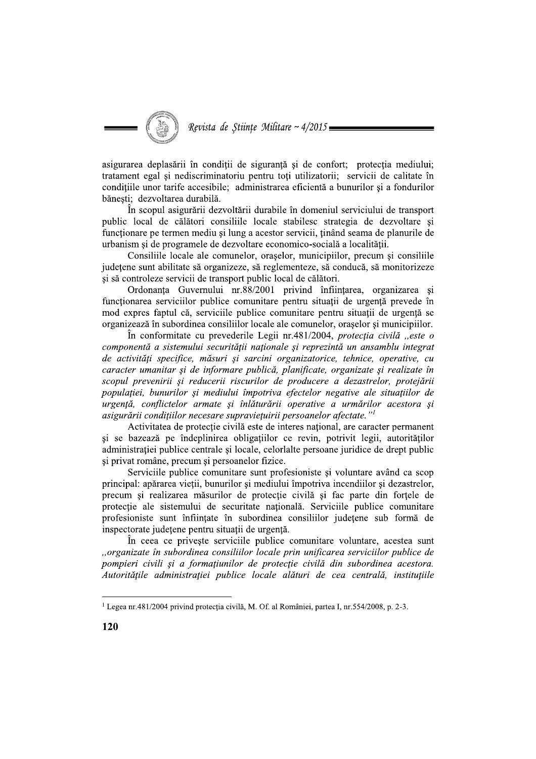asigurarea deplasării în condiții de siguranță și de confort; protecția mediului; tratament egal și nediscriminatoriu pentru toți utilizatorii; servicii de calitate în condițiile unor tarife accesibile; administrarea eficientă a bunurilor și a fondurilor bănești; dezvoltarea durabilă.

În scopul asigurării dezvoltării durabile în domeniul serviciului de transport public local de călători consiliile locale stabilesc strategia de dezvoltare și funcționare pe termen mediu și lung a acestor servicii, ținând seama de planurile de urbanism și de programele de dezvoltare economico-socială a localității.

Consiliile locale ale comunelor, orașelor, municipiilor, precum și consiliile județene sunt abilitate să organizeze, să reglementeze, să conducă, să monitorizeze și să controleze servicii de transport public local de călători.

Ordonanța Guvernului nr.88/2001 privind înființarea, organizarea și funcționarea serviciilor publice comunitare pentru situații de urgență prevede în mod expres faptul că, serviciile publice comunitare pentru situații de urgență se organizează în subordinea consiliilor locale ale comunelor, orașelor și municipiilor.

În conformitate cu prevederile Legii nr.481/2004, *protecția civilă „este o componentă a sistemului securității naționale și reprezintă un ansamblu integrat de activități specifice, măsuri și sarcini organizatorice, tehnice, operative, cu caracter umanitar și de informare publică, planificate, organizate și realizate în scopul prevenirii și reducerii riscurilor de producere a dezastrelor, protejării populației, bunurilor și mediului împotriva efectelor negative ale situațiilor de urgență, conflictelor armate și înlăturării operative a urmărilor acestora și asigurării condițiilor necesare supraviețuirii persoanelor afectate."*[1]

Activitatea de protecție civilă este de interes național, are caracter permanent și se bazează pe îndeplinirea obligațiilor ce revin, potrivit legii, autorităților administrației publice centrale și locale, celorlalte persoane juridice de drept public și privat române, precum și persoanelor fizice.

Serviciile publice comunitare sunt profesioniste și voluntare având ca scop principal: apărarea vieții, bunurilor și mediului împotriva incendiilor și dezastrelor, precum și realizarea măsurilor de protecție civilă și fac parte din forțele de protecție ale sistemului de securitate națională. Serviciile publice comunitare profesioniste sunt înființate în subordinea consiliilor județene sub formă de inspectorate județene pentru situații de urgență.

În ceea ce privește serviciile publice comunitare voluntare, acestea sunt *„organizate în subordinea consiliilor locale prin unificarea serviciilor publice de pompieri civili și a formațiunilor de protecție civilă din subordinea acestora. Autoritățile administrației publice locale alături de cea centrală, instituțiile*

---

[1] Legea nr.481/2004 privind protecția civilă, M. Of. al României, partea I, nr.554/2008, p. 2-3.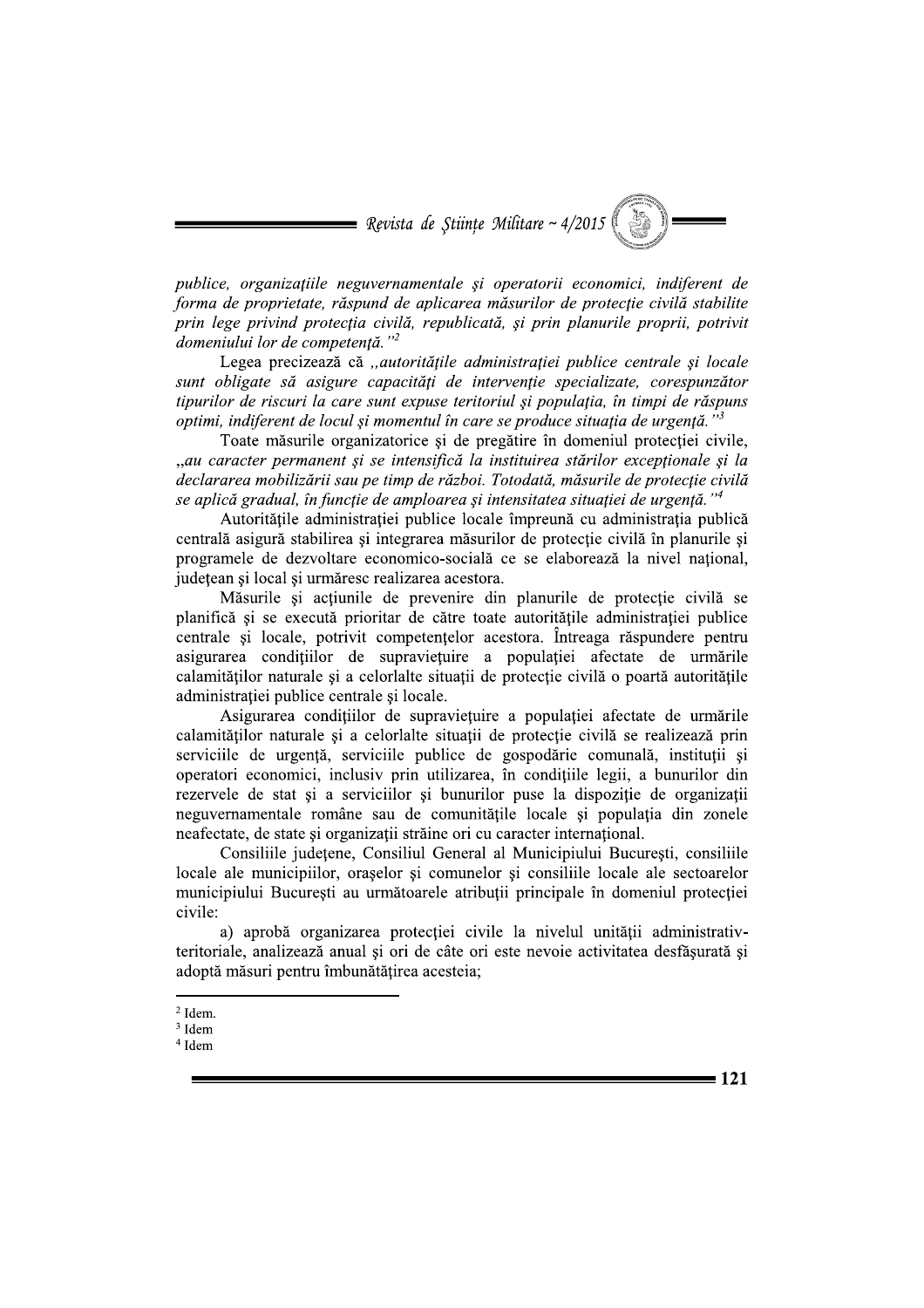*publice, organizațiile neguvernamentale și operatorii economici, indiferent de forma de proprietate, răspund de aplicarea măsurilor de protecție civilă stabilite prin lege privind protecția civilă, republicată, și prin planurile proprii, potrivit domeniului lor de competență."*[2]

Legea precizează că „*autoritățile administrației publice centrale și locale sunt obligate să asigure capacități de intervenție specializate, corespunzător tipurilor de riscuri la care sunt expuse teritoriul și populația, în timpi de răspuns optimi, indiferent de locul și momentul în care se produce situația de urgență."*[3]

Toate măsurile organizatorice și de pregătire în domeniul protecției civile, *„au caracter permanent și se intensifică la instituirea stărilor excepționale și la declararea mobilizării sau pe timp de război. Totodată, măsurile de protecție civilă se aplică gradual, în funcție de amploarea și intensitatea situației de urgență."*[4]

Autoritățile administrației publice locale împreună cu administrația publică centrală asigură stabilirea și integrarea măsurilor de protecție civilă în planurile și programele de dezvoltare economico-socială ce se elaborează la nivel național, județean și local și urmăresc realizarea acestora.

Măsurile și acțiunile de prevenire din planurile de protecție civilă se planifică și se execută prioritar de către toate autoritățile administrației publice centrale și locale, potrivit competențelor acestora. Întreaga răspundere pentru asigurarea condițiilor de supraviețuire a populației afectate de urmările calamităților naturale și a celorlalte situații de protecție civilă o poartă autoritățile administrației publice centrale și locale.

Asigurarea condițiilor de supraviețuire a populației afectate de urmările calamităților naturale și a celorlalte situații de protecție civilă se realizează prin serviciile de urgență, serviciile publice de gospodărie comunală, instituții și operatori economici, inclusiv prin utilizarea, în condițiile legii, a bunurilor din rezervele de stat și a serviciilor și bunurilor puse la dispoziție de organizații neguvernamentale române sau de comunitățile locale și populația din zonele neafectate, de state și organizații străine ori cu caracter internațional.

Consiliile județene, Consiliul General al Municipiului București, consiliile locale ale municipiilor, orașelor și comunelor și consiliile locale ale sectoarelor municipiului București au următoarele atribuții principale în domeniul protecției civile:

a) aprobă organizarea protecției civile la nivelul unității administrativ-teritoriale, analizează anual și ori de câte ori este nevoie activitatea desfășurată și adoptă măsuri pentru îmbunătățirea acesteia;

---

[2] Idem.

[3] Idem

[4] Idem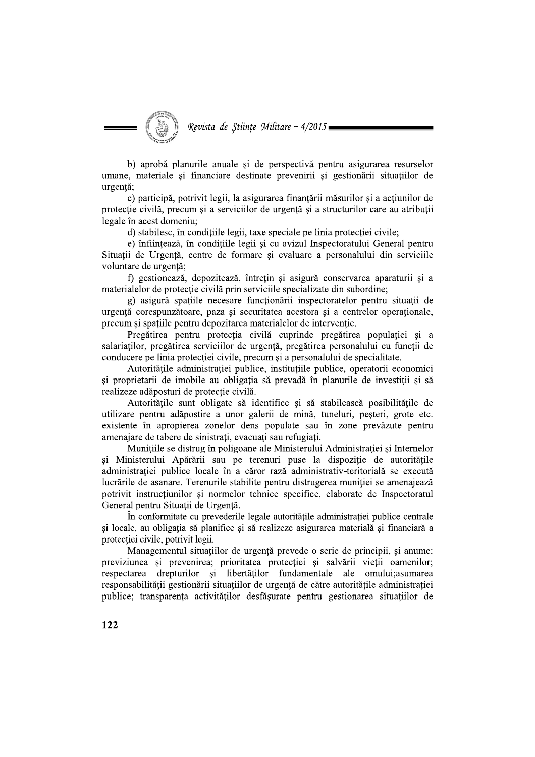b) aprobă planurile anuale şi de perspectivă pentru asigurarea resurselor umane, materiale şi financiare destinate prevenirii şi gestionării situaţiilor de urgenţă;

c) participă, potrivit legii, la asigurarea finanţării măsurilor şi a acţiunilor de protecţie civilă, precum şi a serviciilor de urgenţă şi a structurilor care au atribuţii legale în acest domeniu;

d) stabilesc, în condiţiile legii, taxe speciale pe linia protecţiei civile;

e) înfiinţează, în condiţiile legii şi cu avizul Inspectoratului General pentru Situaţii de Urgenţă, centre de formare şi evaluare a personalului din serviciile voluntare de urgenţă;

f) gestionează, depozitează, întreţin şi asigură conservarea aparaturii şi a materialelor de protecţie civilă prin serviciile specializate din subordine;

g) asigură spaţiile necesare funcţionării inspectoratelor pentru situaţii de urgenţă corespunzătoare, paza şi securitatea acestora şi a centrelor operaţionale, precum şi spaţiile pentru depozitarea materialelor de intervenţie.

Pregătirea pentru protecţia civilă cuprinde pregătirea populaţiei şi a salariaţilor, pregătirea serviciilor de urgenţă, pregătirea personalului cu funcţii de conducere pe linia protecţiei civile, precum şi a personalului de specialitate.

Autorităţile administraţiei publice, instituţiile publice, operatorii economici şi proprietarii de imobile au obligaţia să prevadă în planurile de investiţii şi să realizeze adăposturi de protecţie civilă.

Autorităţile sunt obligate să identifice şi să stabilească posibilităţile de utilizare pentru adăpostire a unor galerii de mină, tuneluri, peşteri, grote etc. existente în apropierea zonelor dens populate sau în zone prevăzute pentru amenajare de tabere de sinistraţi, evacuaţi sau refugiaţi.

Muniţiile se distrug în poligoane ale Ministerului Administraţiei şi Internelor şi Ministerului Apărării sau pe terenuri puse la dispoziţie de autorităţile administraţiei publice locale în a căror rază administrativ-teritorială se execută lucrările de asanare. Terenurile stabilite pentru distrugerea muniţiei se amenajează potrivit instrucţiunilor şi normelor tehnice specifice, elaborate de Inspectoratul General pentru Situaţii de Urgenţă.

În conformitate cu prevederile legale autorităţile administraţiei publice centrale şi locale, au obligaţia să planifice şi să realizeze asigurarea materială şi financiară a protecţiei civile, potrivit legii.

Managementul situaţiilor de urgenţă prevede o serie de principii, şi anume: previziunea şi prevenirea; prioritatea protecţiei şi salvării vieţii oamenilor; respectarea drepturilor şi libertăţilor fundamentale ale omului;asumarea responsabilităţii gestionării situaţiilor de urgenţă de către autorităţile administraţiei publice; transparenţa activităţilor desfăşurate pentru gestionarea situaţiilor de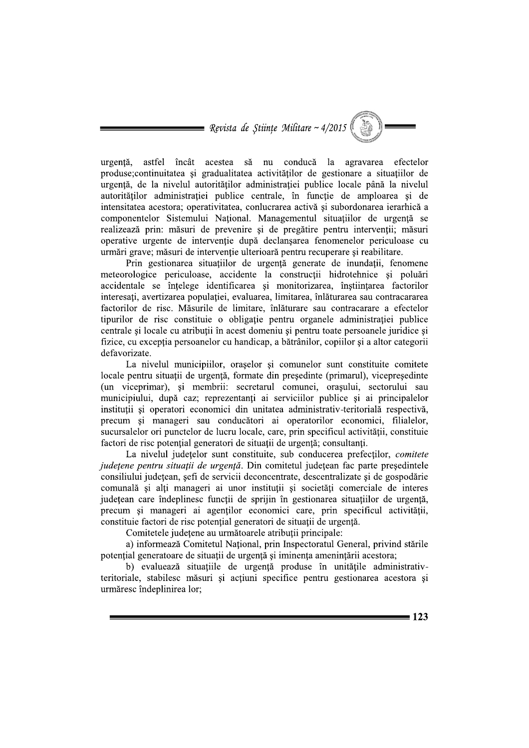urgență, astfel încât acestea să nu conducă la agravarea efectelor produse;continuitatea și gradualitatea activităților de gestionare a situațiilor de urgență, de la nivelul autorităților administrației publice locale până la nivelul autorităților administrației publice centrale, în funcție de amploarea și de intensitatea acestora; operativitatea, conlucrarea activă și subordonarea ierarhică a componentelor Sistemului Național. Managementul situațiilor de urgență se realizează prin: măsuri de prevenire și de pregătire pentru intervenții; măsuri operative urgente de intervenție după declanșarea fenomenelor periculoase cu urmări grave; măsuri de intervenție ulterioară pentru recuperare și reabilitare.

Prin gestionarea situațiilor de urgență generate de inundații, fenomene meteorologice periculoase, accidente la construcții hidrotehnice și poluări accidentale se înțelege identificarea și monitorizarea, înștiințarea factorilor interesați, avertizarea populației, evaluarea, limitarea, înlăturarea sau contracararea factorilor de risc. Măsurile de limitare, înlăturare sau contracarare a efectelor tipurilor de risc constituie o obligație pentru organele administrației publice centrale și locale cu atribuții în acest domeniu și pentru toate persoanele juridice și fizice, cu excepția persoanelor cu handicap, a bătrânilor, copiilor și a altor categorii defavorizate.

La nivelul municipiilor, orașelor și comunelor sunt constituite comitete locale pentru situații de urgență, formate din președinte (primarul), vicepreședinte (un viceprimar), și membrii: secretarul comunei, orașului, sectorului sau municipiului, după caz; reprezentanți ai serviciilor publice și ai principalelor instituții și operatori economici din unitatea administrativ-teritorială respectivă, precum și manageri sau conducători ai operatorilor economici, filialelor, sucursalelor ori punctelor de lucru locale, care, prin specificul activității, constituie factori de risc potențial generatori de situații de urgență; consultanți.

La nivelul județelor sunt constituite, sub conducerea prefecților, *comitete județene pentru situații de urgență*. Din comitetul județean fac parte președintele consiliului județean, șefi de servicii deconcentrate, descentralizate și de gospodărie comunală și alți manageri ai unor instituții și societăți comerciale de interes județean care îndeplinesc funcții de sprijin în gestionarea situațiilor de urgență, precum și manageri ai agenților economici care, prin specificul activității, constituie factori de risc potențial generatori de situații de urgență.

Comitetele județene au următoarele atribuții principale:

a) informează Comitetul Național, prin Inspectoratul General, privind stările potențial generatoare de situații de urgență și iminența amenințării acestora;

b) evaluează situațiile de urgență produse în unitățile administrativ-teritoriale, stabilesc măsuri și acțiuni specifice pentru gestionarea acestora și urmăresc îndeplinirea lor;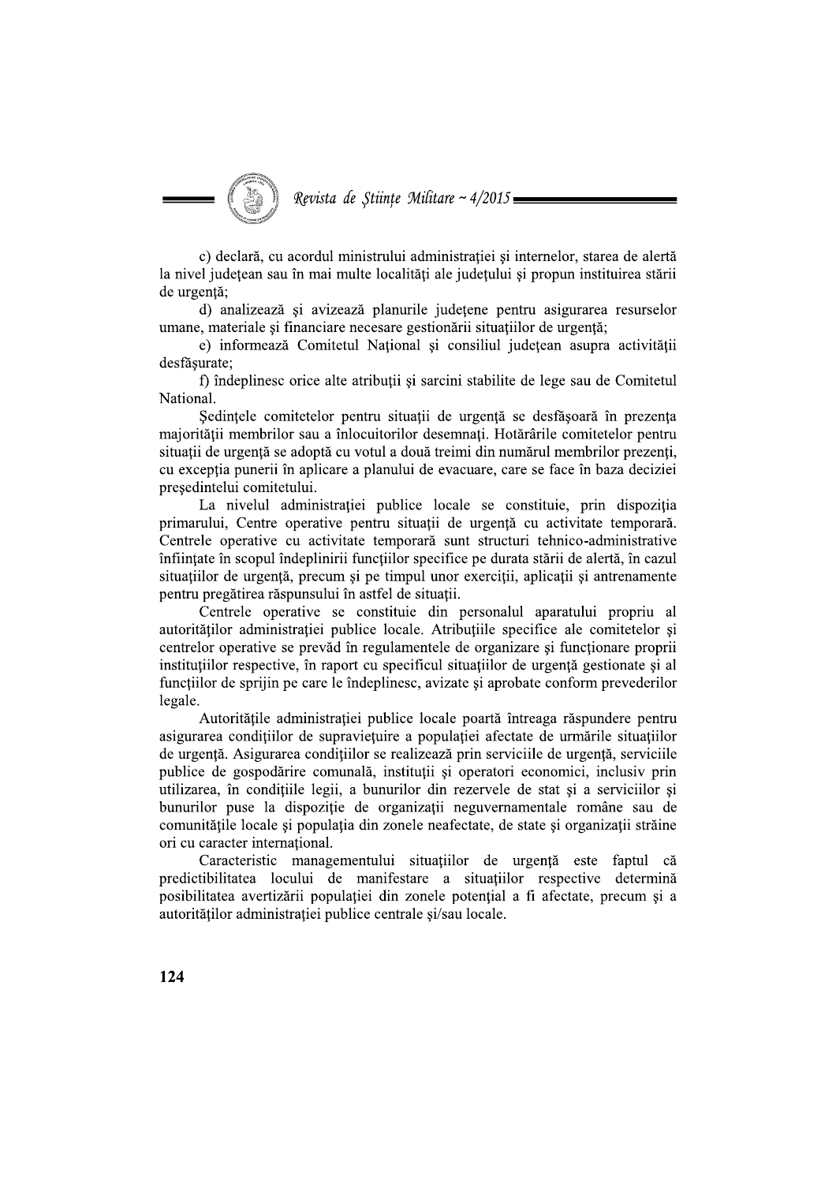c) declară, cu acordul ministrului administraţiei şi internelor, starea de alertă la nivel judeţean sau în mai multe localităţi ale judeţului şi propun instituirea stării de urgenţă;

d) analizează şi avizează planurile judeţene pentru asigurarea resurselor umane, materiale şi financiare necesare gestionării situaţiilor de urgenţă;

e) informează Comitetul Naţional şi consiliul judeţean asupra activităţii desfăşurate;

f) îndeplinesc orice alte atribuţii şi sarcini stabilite de lege sau de Comitetul Naţional.

Şedinţele comitetelor pentru situaţii de urgenţă se desfăşoară în prezenţa majorităţii membrilor sau a înlocuitorilor desemnaţi. Hotărârile comitetelor pentru situaţii de urgenţă se adoptă cu votul a două treimi din numărul membrilor prezenţi, cu excepţia punerii în aplicare a planului de evacuare, care se face în baza deciziei preşedintelui comitetului.

La nivelul administraţiei publice locale se constituie, prin dispoziţia primarului, Centre operative pentru situaţii de urgenţă cu activitate temporară. Centrele operative cu activitate temporară sunt structuri tehnico-administrative înfiinţate în scopul îndeplinirii funcţiilor specifice pe durata stării de alertă, în cazul situaţiilor de urgenţă, precum şi pe timpul unor exerciţii, aplicaţii şi antrenamente pentru pregătirea răspunsului în astfel de situaţii.

Centrele operative se constituie din personalul aparatului propriu al autorităţilor administraţiei publice locale. Atribuţiile specifice ale comitetelor şi centrelor operative se prevăd în regulamentele de organizare şi funcţionare proprii instituţiilor respective, în raport cu specificul situaţiilor de urgenţă gestionate şi al funcţiilor de sprijin pe care le îndeplinesc, avizate şi aprobate conform prevederilor legale.

Autorităţile administraţiei publice locale poartă întreaga răspundere pentru asigurarea condiţiilor de supravieţuire a populaţiei afectate de urmările situaţiilor de urgenţă. Asigurarea condiţiilor se realizează prin serviciile de urgenţă, serviciile publice de gospodărire comunală, instituţii şi operatori economici, inclusiv prin utilizarea, în condiţiile legii, a bunurilor din rezervele de stat şi a serviciilor şi bunurilor puse la dispoziţie de organizaţii neguvernamentale române sau de comunităţile locale şi populaţia din zonele neafectate, de state şi organizaţii străine ori cu caracter internaţional.

Caracteristic managementului situaţiilor de urgenţă este faptul că predictibilitatea locului de manifestare a situaţiilor respective determină posibilitatea avertizării populaţiei din zonele potenţial a fi afectate, precum şi a autorităţilor administraţiei publice centrale şi/sau locale.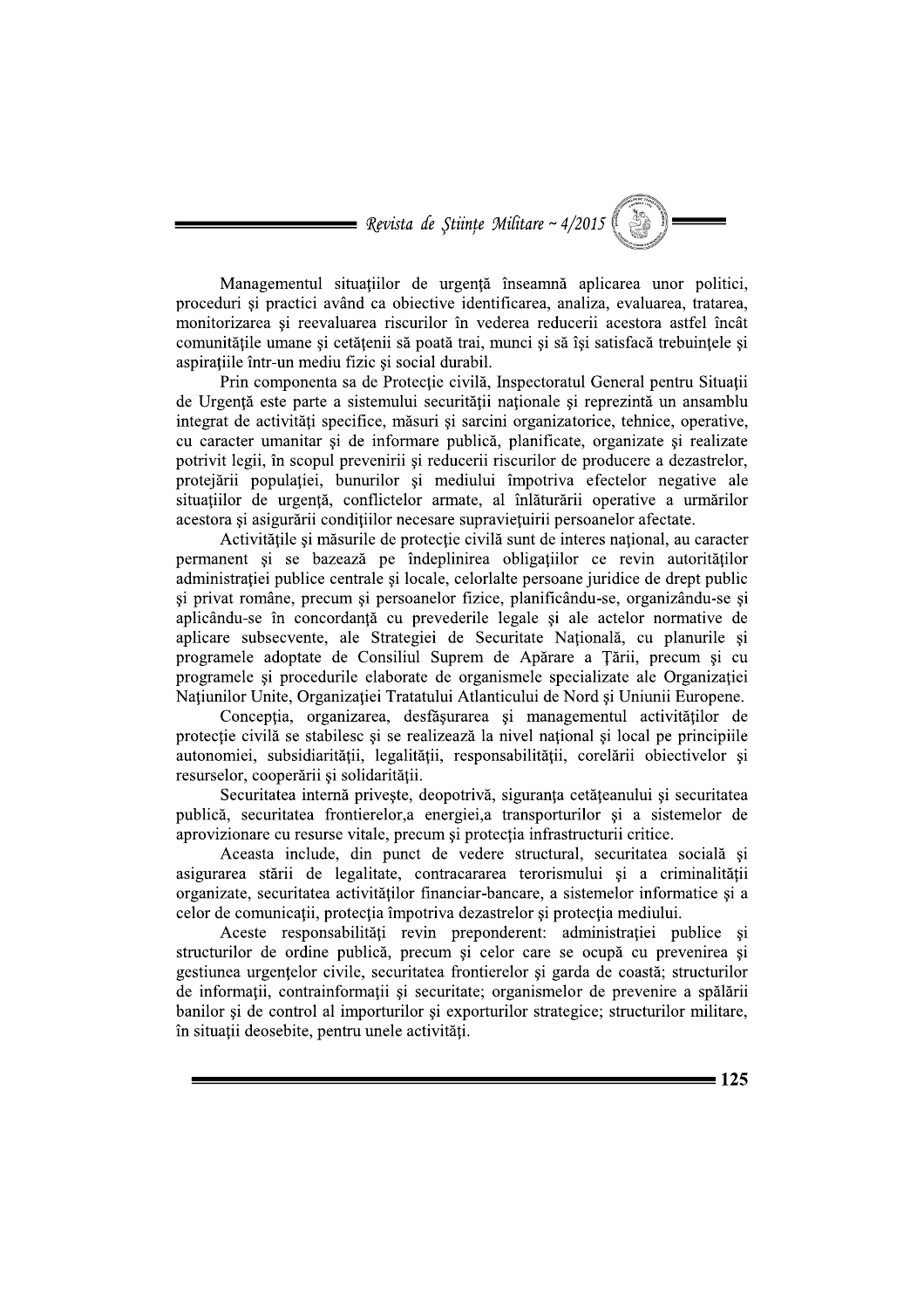Managementul situațiilor de urgență înseamnă aplicarea unor politici, proceduri și practici având ca obiective identificarea, analiza, evaluarea, tratarea, monitorizarea și reevaluarea riscurilor în vederea reducerii acestora astfel încât comunitățile umane și cetățenii să poată trai, munci și să își satisfacă trebuințele și aspirațiile într-un mediu fizic și social durabil.

Prin componenta sa de Protecție civilă, Inspectoratul General pentru Situații de Urgență este parte a sistemului securității naționale și reprezintă un ansamblu integrat de activități specifice, măsuri și sarcini organizatorice, tehnice, operative, cu caracter umanitar și de informare publică, planificate, organizate și realizate potrivit legii, în scopul prevenirii și reducerii riscurilor de producere a dezastrelor, protejării populației, bunurilor și mediului împotriva efectelor negative ale situațiilor de urgență, conflictelor armate, al înlăturării operative a urmărilor acestora și asigurării condițiilor necesare supraviețuirii persoanelor afectate.

Activitățile și măsurile de protecție civilă sunt de interes național, au caracter permanent și se bazează pe îndeplinirea obligațiilor ce revin autorităților administrației publice centrale și locale, celorlalte persoane juridice de drept public și privat române, precum și persoanelor fizice, planificându-se, organizându-se și aplicându-se în concordanță cu prevederile legale și ale actelor normative de aplicare subsecvente, ale Strategiei de Securitate Națională, cu planurile și programele adoptate de Consiliul Suprem de Apărare a Țării, precum și cu programele și procedurile elaborate de organismele specializate ale Organizației Națiunilor Unite, Organizației Tratatului Atlanticului de Nord și Uniunii Europene.

Concepția, organizarea, desfășurarea și managementul activităților de protecție civilă se stabilesc și se realizează la nivel național și local pe principiile autonomiei, subsidiarității, legalității, responsabilității, corelării obiectivelor și resurselor, cooperării și solidarității.

Securitatea internă privește, deopotrivă, siguranța cetățeanului și securitatea publică, securitatea frontierelor,a energiei,a transporturilor și a sistemelor de aprovizionare cu resurse vitale, precum și protecția infrastructurii critice.

Aceasta include, din punct de vedere structural, securitatea socială și asigurarea stării de legalitate, contracararea terorismului și a criminalității organizate, securitatea activităților financiar-bancare, a sistemelor informatice și a celor de comunicații, protecția împotriva dezastrelor și protecția mediului.

Aceste responsabilități revin preponderent: administrației publice și structurilor de ordine publică, precum și celor care se ocupă cu prevenirea și gestiunea urgențelor civile, securitatea frontierelor și garda de coastă; structurilor de informații, contrainformații și securitate; organismelor de prevenire a spălării banilor și de control al importurilor și exporturilor strategice; structurilor militare, în situații deosebite, pentru unele activități.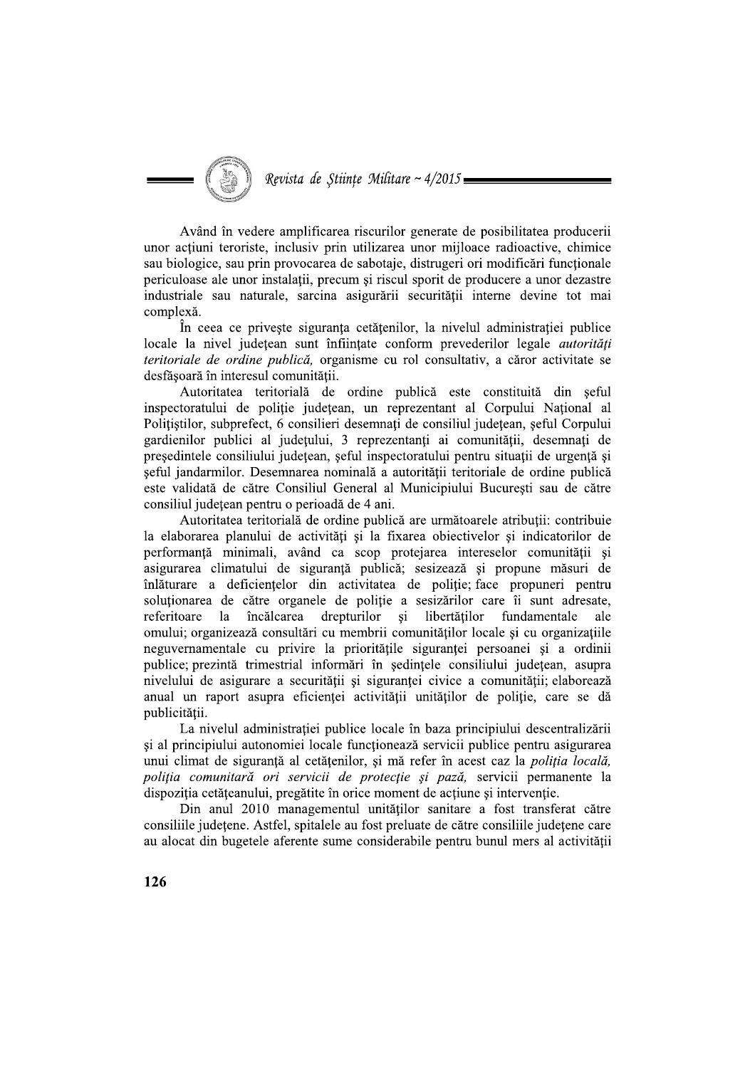Având în vedere amplificarea riscurilor generate de posibilitatea producerii unor acțiuni teroriste, inclusiv prin utilizarea unor mijloace radioactive, chimice sau biologice, sau prin provocarea de sabotaje, distrugeri ori modificări funcționale periculoase ale unor instalații, precum și riscul sporit de producere a unor dezastre industriale sau naturale, sarcina asigurării securității interne devine tot mai complexă.

În ceea ce privește siguranța cetățenilor, la nivelul administrației publice locale la nivel județean sunt înființate conform prevederilor legale *autorități teritoriale de ordine publică,* organisme cu rol consultativ, a căror activitate se desfășoară în interesul comunității.

Autoritatea teritorială de ordine publică este constituită din șeful inspectoratului de poliție județean, un reprezentant al Corpului Național al Polițiștilor, subprefect, 6 consilieri desemnați de consiliul județean, șeful Corpului gardienilor publici al județului, 3 reprezentanți ai comunității, desemnați de președintele consiliului județean, șeful inspectoratului pentru situații de urgență și șeful jandarmilor. Desemnarea nominală a autorității teritoriale de ordine publică este validată de către Consiliul General al Municipiului București sau de către consiliul județean pentru o perioadă de 4 ani.

Autoritatea teritorială de ordine publică are următoarele atribuții: contribuie la elaborarea planului de activități și la fixarea obiectivelor și indicatorilor de performanță minimali, având ca scop protejarea intereselor comunității și asigurarea climatului de siguranță publică; sesizează și propune măsuri de înlăturare a deficiențelor din activitatea de poliție; face propuneri pentru soluționarea de către organele de poliție a sesizărilor care îi sunt adresate, referitoare la încălcarea drepturilor și libertăților fundamentale ale omului; organizează consultări cu membrii comunităților locale și cu organizațiile neguvernamentale cu privire la prioritățile siguranței persoanei și a ordinii publice; prezintă trimestrial informări în ședințele consiliului județean, asupra nivelului de asigurare a securității și siguranței civice a comunității; elaborează anual un raport asupra eficienței activității unităților de poliție, care se dă publicității.

La nivelul administrației publice locale în baza principiului descentralizării și al principiului autonomiei locale funcționează servicii publice pentru asigurarea unui climat de siguranță al cetățenilor, și mă refer în acest caz la *poliția locală, poliția comunitară ori servicii de protecție și pază,* servicii permanente la dispoziția cetățeanului, pregătite în orice moment de acțiune și intervenție.

Din anul 2010 managementul unităților sanitare a fost transferat către consiliile județene. Astfel, spitalele au fost preluate de către consiliile județene care au alocat din bugetele aferente sume considerabile pentru bunul mers al activității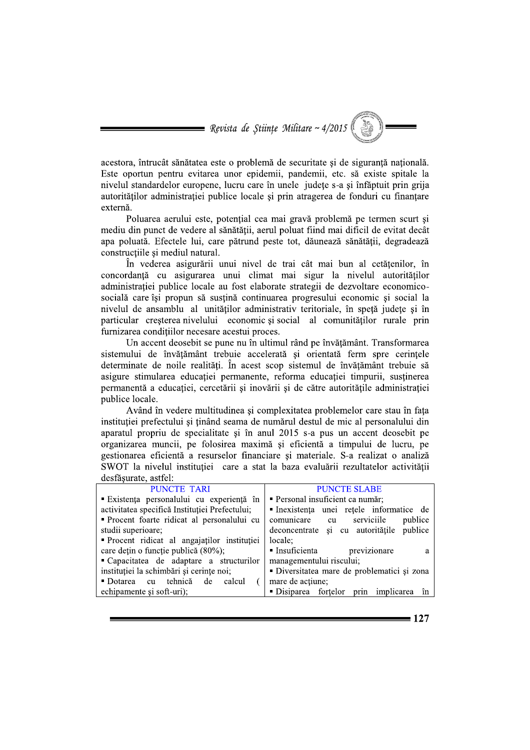acestora, întrucât sănătatea este o problemă de securitate şi de siguranţă naţională. Este oportun pentru evitarea unor epidemii, pandemii, etc. să existe spitale la nivelul standardelor europene, lucru care în unele judeţe s-a şi înfăptuit prin grija autorităţilor administraţiei publice locale şi prin atragerea de fonduri cu finanţare externă.

Poluarea aerului este, potenţial cea mai gravă problemă pe termen scurt şi mediu din punct de vedere al sănătăţii, aerul poluat fiind mai dificil de evitat decât apa poluată. Efectele lui, care pătrund peste tot, dăunează sănătăţii, degradează construcţiile şi mediul natural.

În vederea asigurării unui nivel de trai cât mai bun al cetăţenilor, în concordanţă cu asigurarea unui climat mai sigur la nivelul autorităţilor administraţiei publice locale au fost elaborate strategii de dezvoltare economico-socială care îşi propun să susţină continuarea progresului economic şi social la nivelul de ansamblu al unităţilor administrativ teritoriale, în speţă judeţe şi în particular creşterea nivelului economic şi social al comunităţilor rurale prin furnizarea condiţiilor necesare acestui proces.

Un accent deosebit se pune nu în ultimul rând pe învăţământ. Transformarea sistemului de învăţământ trebuie accelerată şi orientată ferm spre cerinţele determinate de noile realităţi. În acest scop sistemul de învăţământ trebuie să asigure stimularea educaţiei permanente, reforma educaţiei timpurii, susţinerea permanentă a educaţiei, cercetării şi inovării şi de către autorităţile administraţiei publice locale.

Având în vedere multitudinea şi complexitatea problemelor care stau în faţa instituţiei prefectului şi ţinând seama de numărul destul de mic al personalului din aparatul propriu de specialitate şi în anul 2015 s-a pus un accent deosebit pe organizarea muncii, pe folosirea maximă şi eficientă a timpului de lucru, pe gestionarea eficientă a resurselor financiare şi materiale. S-a realizat o analiză SWOT la nivelul instituţiei care a stat la baza evaluării rezultatelor activităţii desfăşurate, astfel:

| PUNCTE TARI | PUNCTE SLABE |
|---|---|
| ▪ Existenţa personalului cu experienţă în activitatea specifică Instituţiei Prefectului;<br>▪ Procent foarte ridicat al personalului cu studii superioare;<br>▪ Procent ridicat al angajaţilor instituţiei care deţin o funcţie publică (80%);<br>▪ Capacitatea de adaptare a structurilor instituţiei la schimbări şi cerinţe noi;<br>▪ Dotarea cu tehnică de calcul ( echipamente şi soft-uri); | ▪ Personal insuficient ca număr;<br>▪ Inexistenţa unei reţele informatice de comunicare cu serviciile publice deconcentrate şi cu autorităţile publice locale;<br>▪ Insuficienta previzionare a managementului riscului;<br>▪ Diversitatea mare de problematici şi zona mare de acţiune;<br>▪ Disiparea forţelor prin implicarea în |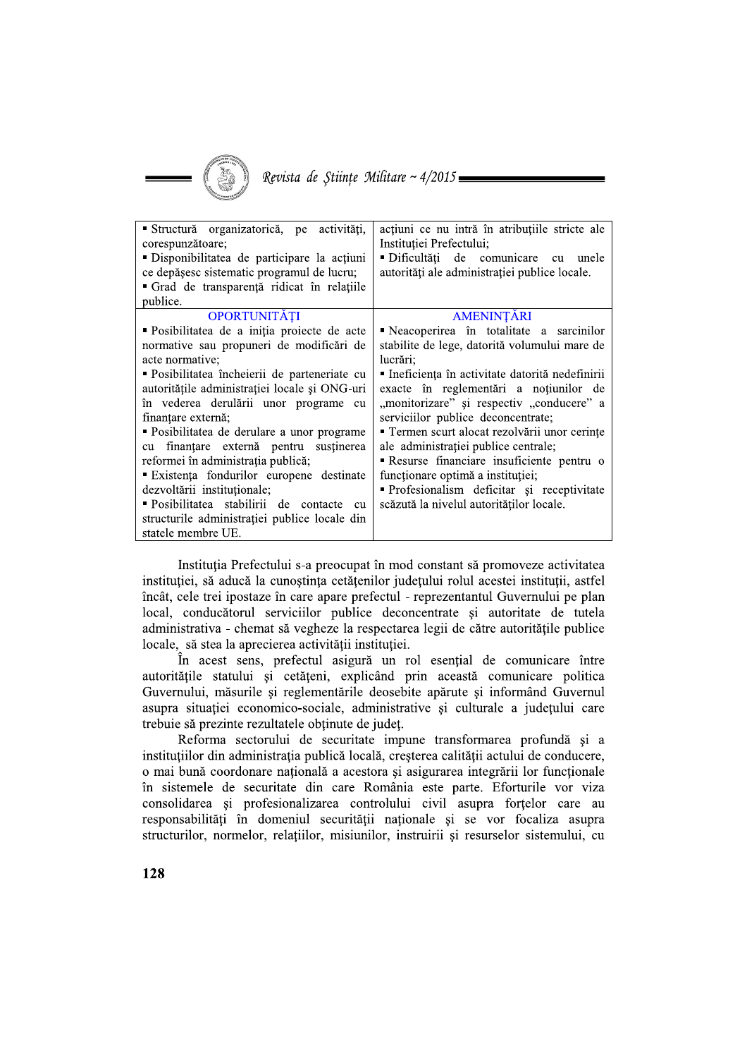| | |
|---|---|
| ▪ Structură organizatorică, pe activități, corespunzătoare;<br>▪ Disponibilitatea de participare la acțiuni ce depășesc sistematic programul de lucru;<br>▪ Grad de transparență ridicat în relațiile publice. | acțiuni ce nu intră în atribuțiile stricte ale Instituției Prefectului;<br>▪ Dificultăți de comunicare cu unele autorități ale administrației publice locale. |
| **OPORTUNITĂȚI** | **AMENINȚĂRI** |
| ▪ Posibilitatea de a iniția proiecte de acte normative sau propuneri de modificări de acte normative;<br>▪ Posibilitatea încheierii de parteneriate cu autoritățile administrației locale și ONG-uri în vederea derulării unor programe cu finanțare externă;<br>▪ Posibilitatea de derulare a unor programe cu finanțare externă pentru susținerea reformei în administrația publică;<br>▪ Existența fondurilor europene destinate dezvoltării instituționale;<br>▪ Posibilitatea stabilirii de contacte cu structurile administrației publice locale din statele membre UE. | ▪ Neacoperirea în totalitate a sarcinilor stabilite de lege, datorită volumului mare de lucrări;<br>▪ Ineficiența în activitate datorită nedefinirii exacte în reglementări a noțiunilor de „monitorizare" și respectiv „conducere" a serviciilor publice deconcentrate;<br>▪ Termen scurt alocat rezolvării unor cerințe ale administrației publice centrale;<br>▪ Resurse financiare insuficiente pentru o funcționare optimă a instituției;<br>▪ Profesionalism deficitar și receptivitate scăzută la nivelul autorităților locale. |

Instituția Prefectului s-a preocupat în mod constant să promoveze activitatea instituției, să aducă la cunoștința cetățenilor județului rolul acestei instituții, astfel încât, cele trei ipostaze în care apare prefectul - reprezentantul Guvernului pe plan local, conducătorul serviciilor publice deconcentrate și autoritate de tutela administrativa - chemat să vegheze la respectarea legii de către autoritățile publice locale, să stea la aprecierea activității instituției.

În acest sens, prefectul asigură un rol esențial de comunicare între autoritățile statului și cetățeni, explicând prin această comunicare politica Guvernului, măsurile și reglementările deosebite apărute și informând Guvernul asupra situației economico-sociale, administrative și culturale a județului care trebuie să prezinte rezultatele obținute de județ.

Reforma sectorului de securitate impune transformarea profundă și a instituțiilor din administrația publică locală, creșterea calității actului de conducere, o mai bună coordonare națională a acestora și asigurarea integrării lor funcționale în sistemele de securitate din care România este parte. Eforturile vor viza consolidarea și profesionalizarea controlului civil asupra forțelor care au responsabilități în domeniul securității naționale și se vor focaliza asupra structurilor, normelor, relațiilor, misiunilor, instruirii și resurselor sistemului, cu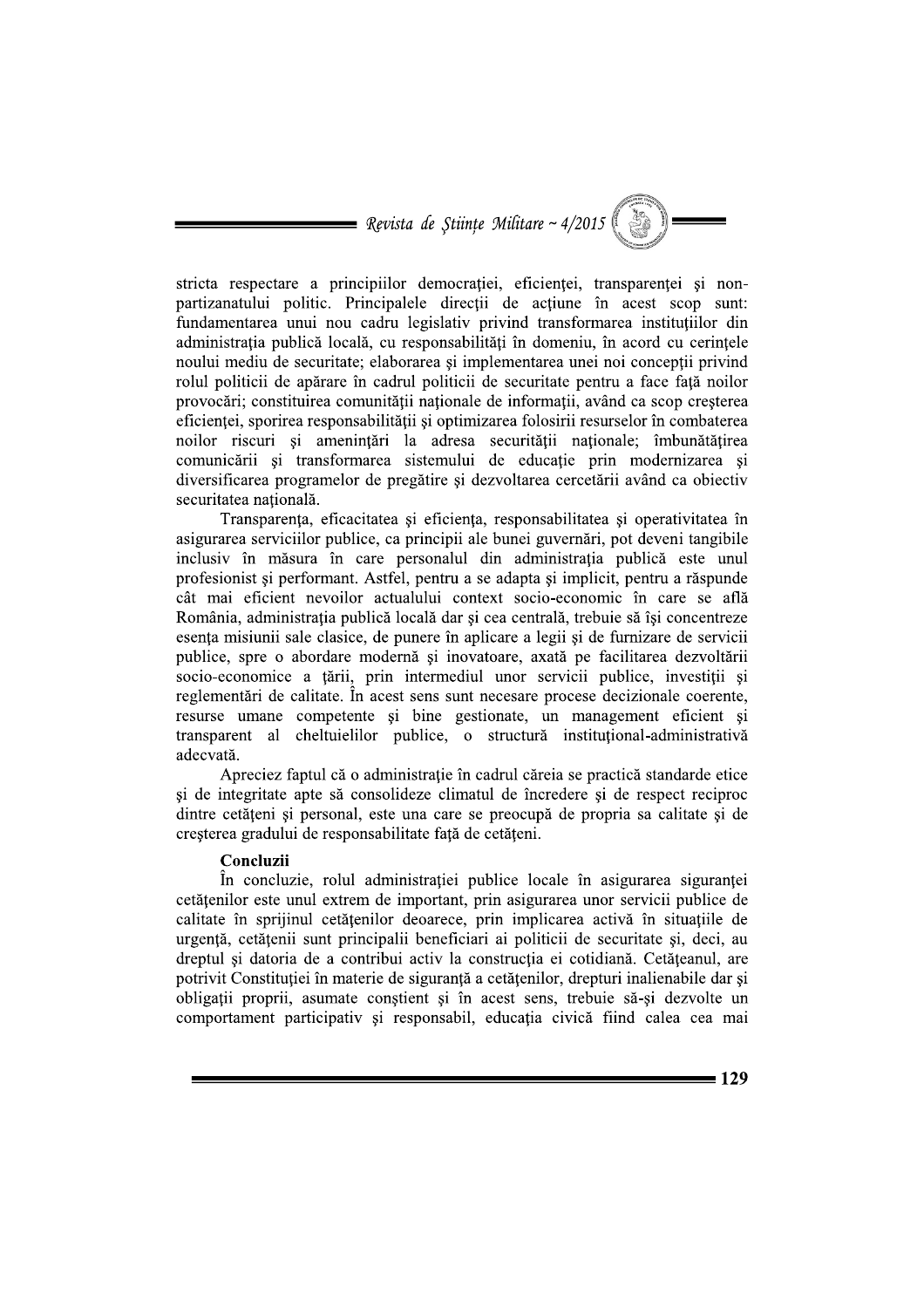stricta respectare a principiilor democrației, eficienței, transparenței și non-partizanatului politic. Principalele direcții de acțiune în acest scop sunt: fundamentarea unui nou cadru legislativ privind transformarea instituțiilor din administrația publică locală, cu responsabilități în domeniu, în acord cu cerințele noului mediu de securitate; elaborarea și implementarea unei noi concepții privind rolul politicii de apărare în cadrul politicii de securitate pentru a face față noilor provocări; constituirea comunității naționale de informații, având ca scop creșterea eficienței, sporirea responsabilității și optimizarea folosirii resurselor în combaterea noilor riscuri și amenințări la adresa securității naționale; îmbunătățirea comunicării și transformarea sistemului de educație prin modernizarea și diversificarea programelor de pregătire și dezvoltarea cercetării având ca obiectiv securitatea națională.

Transparența, eficacitatea și eficiența, responsabilitatea și operativitatea în asigurarea serviciilor publice, ca principii ale bunei guvernări, pot deveni tangibile inclusiv în măsura în care personalul din administrația publică este unul profesionist și performant. Astfel, pentru a se adapta și implicit, pentru a răspunde cât mai eficient nevoilor actualului context socio-economic în care se află România, administrația publică locală dar și cea centrală, trebuie să își concentreze esența misiunii sale clasice, de punere în aplicare a legii și de furnizare de servicii publice, spre o abordare modernă și inovatoare, axată pe facilitarea dezvoltării socio-economice a țării, prin intermediul unor servicii publice, investiții și reglementări de calitate. În acest sens sunt necesare procese decizionale coerente, resurse umane competente și bine gestionate, un management eficient și transparent al cheltuielilor publice, o structură instituțional-administrativă adecvată.

Apreciez faptul că o administrație în cadrul căreia se practică standarde etice și de integritate apte să consolideze climatul de încredere și de respect reciproc dintre cetățeni și personal, este una care se preocupă de propria sa calitate și de creșterea gradului de responsabilitate față de cetățeni.

**Concluzii**

În concluzie, rolul administrației publice locale în asigurarea siguranței cetățenilor este unul extrem de important, prin asigurarea unor servicii publice de calitate în sprijinul cetățenilor deoarece, prin implicarea activă în situațiile de urgență, cetățenii sunt principalii beneficiari ai politicii de securitate și, deci, au dreptul și datoria de a contribui activ la construcția ei cotidiană. Cetățeanul, are potrivit Constituției în materie de siguranță a cetățenilor, drepturi inalienabile dar și obligații proprii, asumate conștient și în acest sens, trebuie să-și dezvolte un comportament participativ și responsabil, educația civică fiind calea cea mai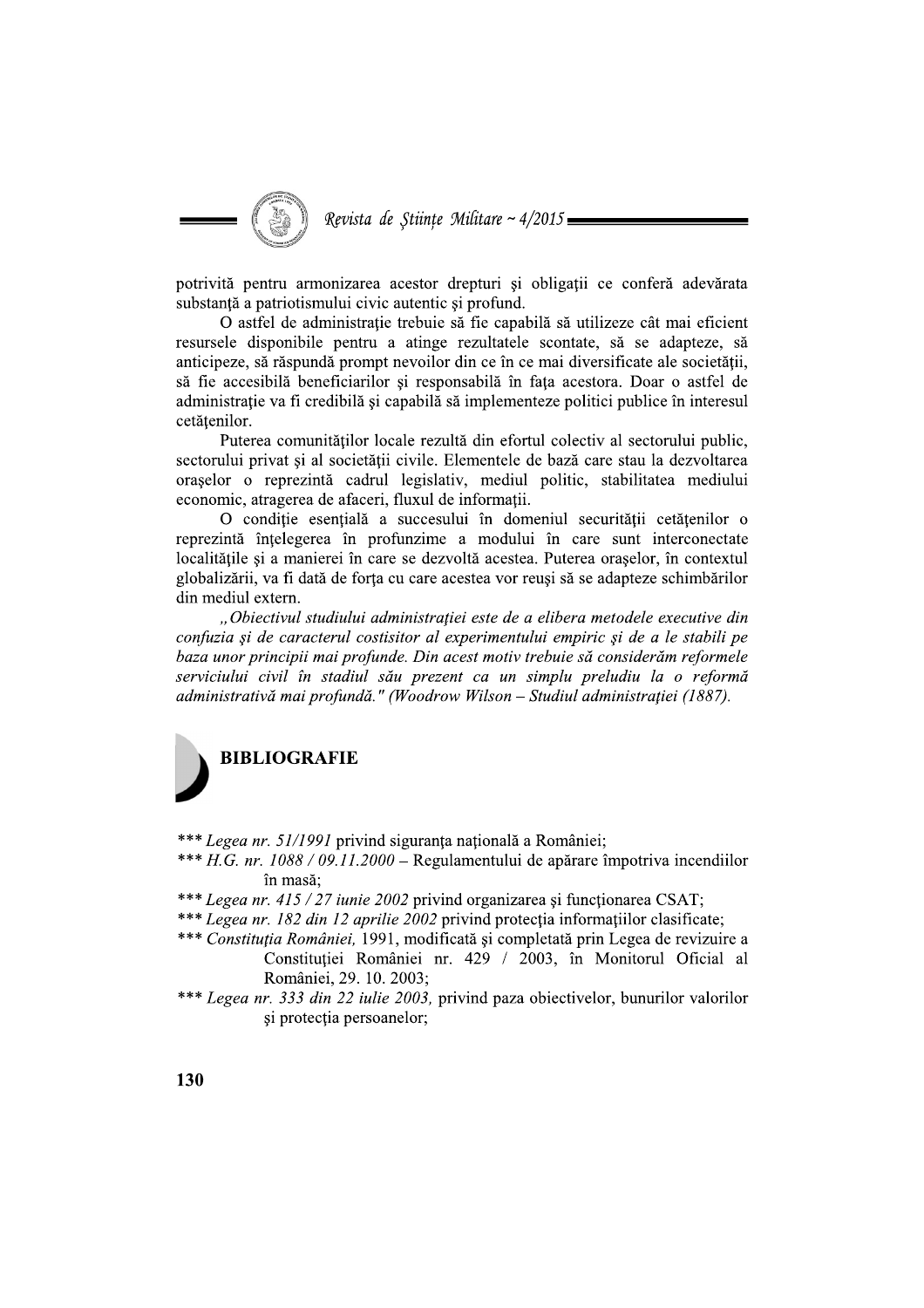potrivită pentru armonizarea acestor drepturi şi obligaţii ce conferă adevărata substanţă a patriotismului civic autentic şi profund.

O astfel de administraţie trebuie să fie capabilă să utilizeze cât mai eficient resursele disponibile pentru a atinge rezultatele scontate, să se adapteze, să anticipeze, să răspundă prompt nevoilor din ce în ce mai diversificate ale societăţii, să fie accesibilă beneficiarilor şi responsabilă în faţa acestora. Doar o astfel de administraţie va fi credibilă şi capabilă să implementeze politici publice în interesul cetăţenilor.

Puterea comunităţilor locale rezultă din efortul colectiv al sectorului public, sectorului privat şi al societăţii civile. Elementele de bază care stau la dezvoltarea oraşelor o reprezintă cadrul legislativ, mediul politic, stabilitatea mediului economic, atragerea de afaceri, fluxul de informaţii.

O condiţie esenţială a succesului în domeniul securităţii cetăţenilor o reprezintă înţelegerea în profunzime a modului în care sunt interconectate localităţile şi a manierei în care se dezvoltă acestea. Puterea oraşelor, în contextul globalizării, va fi dată de forţa cu care acestea vor reuşi să se adapteze schimbărilor din mediul extern.

*„Obiectivul studiului administraţiei este de a elibera metodele executive din confuzia şi de caracterul costisitor al experimentului empiric şi de a le stabili pe baza unor principii mai profunde. Din acest motiv trebuie să considerăm reformele serviciului civil în stadiul său prezent ca un simplu preludiu la o reformă administrativă mai profundă." (Woodrow Wilson – Studiul administraţiei (1887).*

## BIBLIOGRAFIE

*** *Legea nr. 51/1991* privind siguranţa naţională a României;

*** *H.G. nr. 1088 / 09.11.2000* – Regulamentului de apărare împotriva incendiilor în masă;

*** *Legea nr. 415 / 27 iunie 2002* privind organizarea şi funcţionarea CSAT;

*** *Legea nr. 182 din 12 aprilie 2002* privind protecţia informaţiilor clasificate;

*** *Constituţia României,* 1991, modificată şi completată prin Legea de revizuire a Constituţiei României nr. 429 / 2003, în Monitorul Oficial al României, 29. 10. 2003;

*** *Legea nr. 333 din 22 iulie 2003,* privind paza obiectivelor, bunurilor valorilor şi protecţia persoanelor;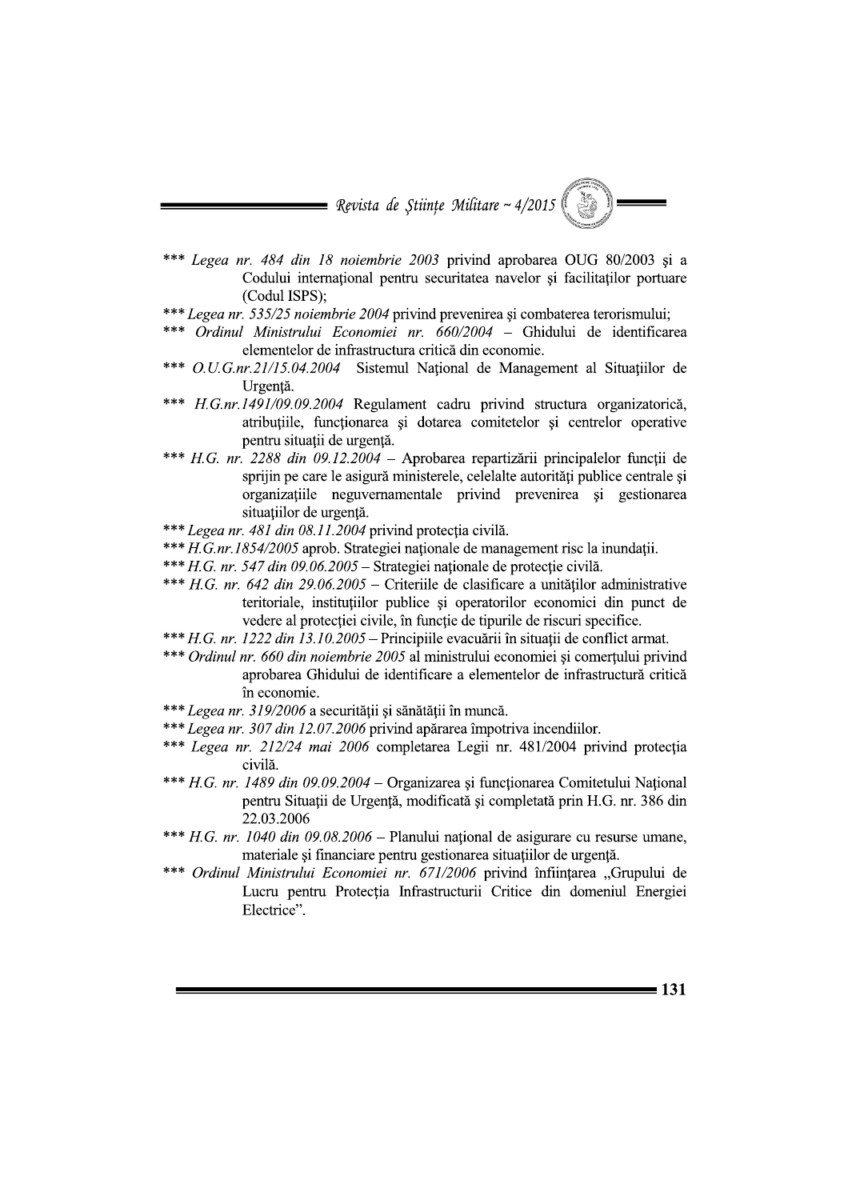\*\*\* *Legea nr. 484 din 18 noiembrie 2003* privind aprobarea OUG 80/2003 şi a Codului internaţional pentru securitatea navelor şi facilităţilor portuare (Codul ISPS);

\*\*\* *Legea nr. 535/25 noiembrie 2004* privind prevenirea şi combaterea terorismului;

\*\*\* *Ordinul Ministrului Economiei nr. 660/2004* – Ghidului de identificarea elementelor de infrastructura critică din economie.

\*\*\* *O.U.G.nr.21/15.04.2004* Sistemul Naţional de Management al Situaţiilor de Urgenţă.

\*\*\* *H.G.nr.1491/09.09.2004* Regulament cadru privind structura organizatorică, atribuţiile, funcţionarea şi dotarea comitetelor şi centrelor operative pentru situaţii de urgenţă.

\*\*\* *H.G. nr. 2288 din 09.12.2004* – Aprobarea repartizării principalelor funcţii de sprijin pe care le asigură ministerele, celelalte autorităţi publice centrale şi organizaţiile neguvernamentale privind prevenirea şi gestionarea situaţiilor de urgenţă.

\*\*\* *Legea nr. 481 din 08.11.2004* privind protecţia civilă.

\*\*\* *H.G.nr.1854/2005* aprob. Strategiei naţionale de management risc la inundaţii.

\*\*\* *H.G. nr. 547 din 09.06.2005* – Strategiei naţionale de protecţie civilă.

\*\*\* *H.G. nr. 642 din 29.06.2005* – Criteriile de clasificare a unităţilor administrative teritoriale, instituţiilor publice şi operatorilor economici din punct de vedere al protecţiei civile, în funcţie de tipurile de riscuri specifice.

\*\*\* *H.G. nr. 1222 din 13.10.2005* – Principiile evacuării în situaţii de conflict armat.

\*\*\* *Ordinul nr. 660 din noiembrie 2005* al ministrului economiei şi comerţului privind aprobarea Ghidului de identificare a elementelor de infrastructură critică în economie.

\*\*\* *Legea nr. 319/2006* a securităţii şi sănătăţii în muncă.

\*\*\* *Legea nr. 307 din 12.07.2006* privind apărarea împotriva incendiilor.

\*\*\* *Legea nr. 212/24 mai 2006* completarea Legii nr. 481/2004 privind protecţia civilă.

\*\*\* *H.G. nr. 1489 din 09.09.2004* – Organizarea şi funcţionarea Comitetului Naţional pentru Situaţii de Urgenţă, modificată şi completată prin H.G. nr. 386 din 22.03.2006

\*\*\* *H.G. nr. 1040 din 09.08.2006* – Planului naţional de asigurare cu resurse umane, materiale şi financiare pentru gestionarea situaţiilor de urgenţă.

\*\*\* *Ordinul Ministrului Economiei nr. 671/2006* privind înfiinţarea „Grupului de Lucru pentru Protecţia Infrastructurii Critice din domeniul Energiei Electrice".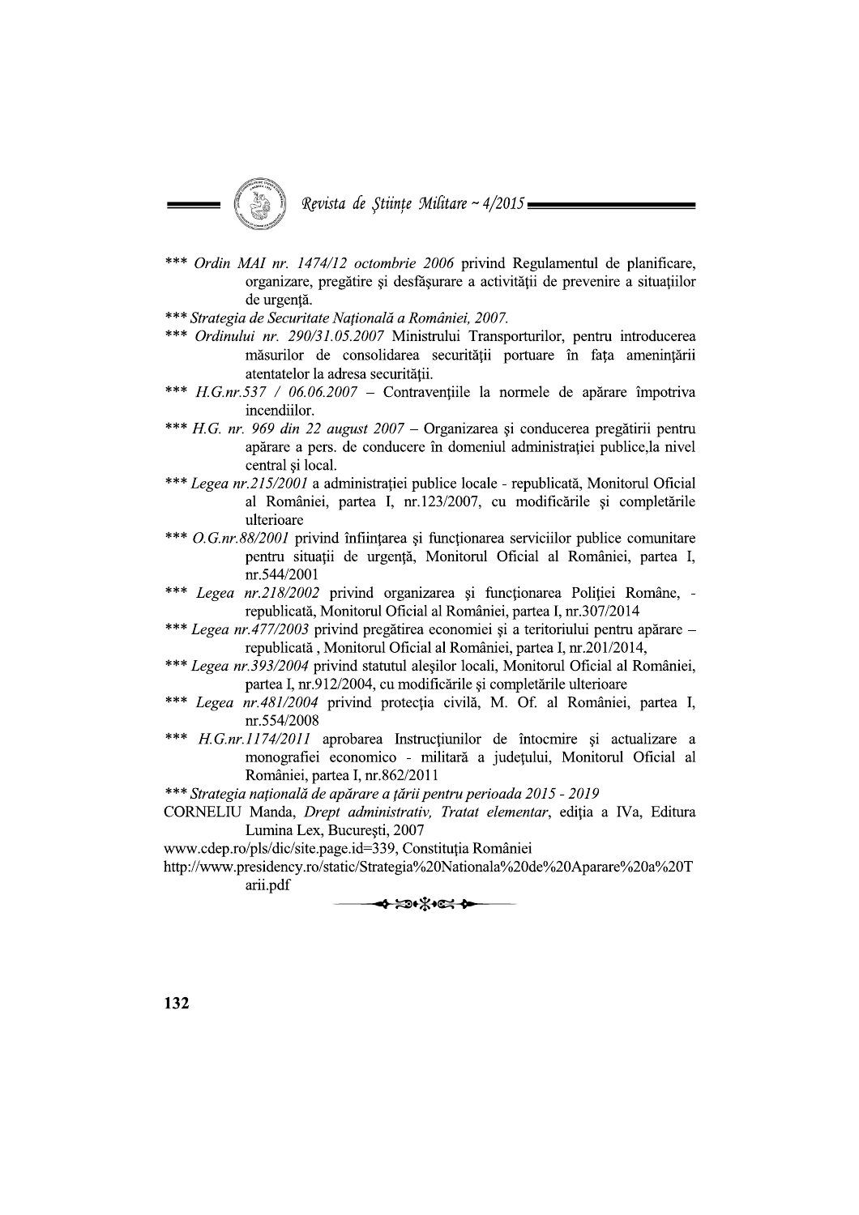*** *Ordin MAI nr. 1474/12 octombrie 2006* privind Regulamentul de planificare, organizare, pregătire şi desfăşurare a activităţii de prevenire a situaţiilor de urgenţă.

*** *Strategia de Securitate Naţională a României, 2007.*

*** *Ordinului nr. 290/31.05.2007* Ministrului Transporturilor, pentru introducerea măsurilor de consolidarea securităţii portuare în faţa ameninţării atentatelor la adresa securităţii.

*** *H.G.nr.537 / 06.06.2007* – Contravenţiile la normele de apărare împotriva incendiilor.

*** *H.G. nr. 969 din 22 august 2007* – Organizarea şi conducerea pregătirii pentru apărare a pers. de conducere în domeniul administraţiei publice,la nivel central şi local.

*** *Legea nr.215/2001* a administraţiei publice locale - republicată, Monitorul Oficial al României, partea I, nr.123/2007, cu modificările şi completările ulterioare

*** *O.G.nr.88/2001* privind înfiinţarea şi funcţionarea serviciilor publice comunitare pentru situaţii de urgenţă, Monitorul Oficial al României, partea I, nr.544/2001

*** *Legea nr.218/2002* privind organizarea şi funcţionarea Poliţiei Române, - republicată, Monitorul Oficial al României, partea I, nr.307/2014

*** *Legea nr.477/2003* privind pregătirea economiei şi a teritoriului pentru apărare – republicată , Monitorul Oficial al României, partea I, nr.201/2014,

*** *Legea nr.393/2004* privind statutul aleşilor locali, Monitorul Oficial al României, partea I, nr.912/2004, cu modificările şi completările ulterioare

*** *Legea nr.481/2004* privind protecţia civilă, M. Of. al României, partea I, nr.554/2008

*** *H.G.nr.1174/2011* aprobarea Instrucţiunilor de întocmire şi actualizare a monografiei economico - militară a judeţului, Monitorul Oficial al României, partea I, nr.862/2011

*** *Strategia naţională de apărare a ţării pentru perioada 2015 - 2019*

CORNELIU Manda, *Drept administrativ, Tratat elementar*, ediţia a IVa, Editura Lumina Lex, Bucureşti, 2007

www.cdep.ro/pls/dic/site.page.id=339, Constituţia României

http://www.presidency.ro/static/Strategia%20Nationala%20de%20Aparare%20a%20Tarii.pdf